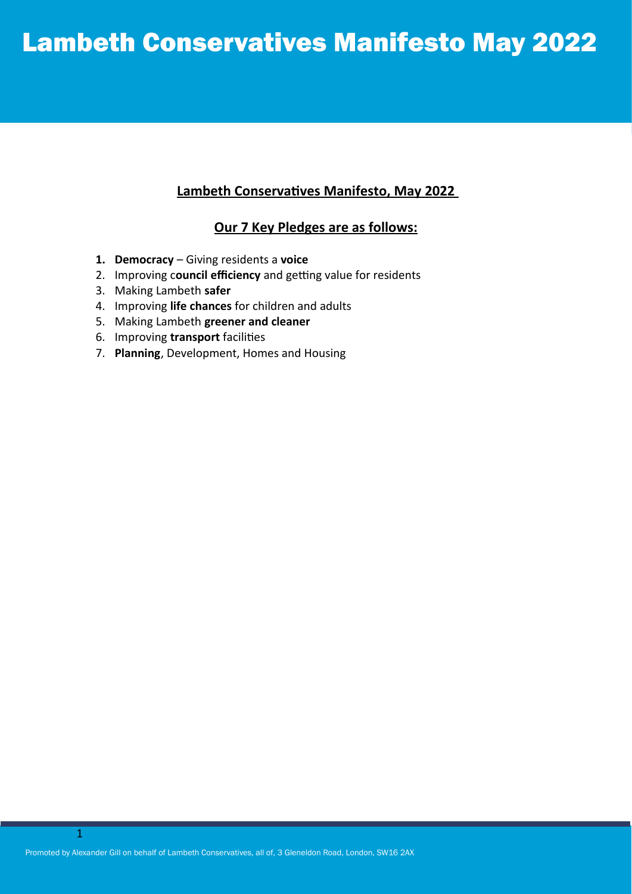# Lambeth Conservatives Manifesto May 2022

## Lambeth Conservatives Manifesto, May 2022

### Our 7 Key Pledges are as follows:

1. **Democracy** – Giving residents a **voice**
2. Improving c**ouncil efficiency** and getting value for residents
3. Making Lambeth **safer**
4. Improving **life chances** for children and adults
5. Making Lambeth **greener and cleaner**
6. Improving **transport** facilities
7. **Planning**, Development, Homes and Housing

Promoted by Alexander Gill on behalf of Lambeth Conservatives, all of, 3 Gleneldon Road, London, SW16 2AX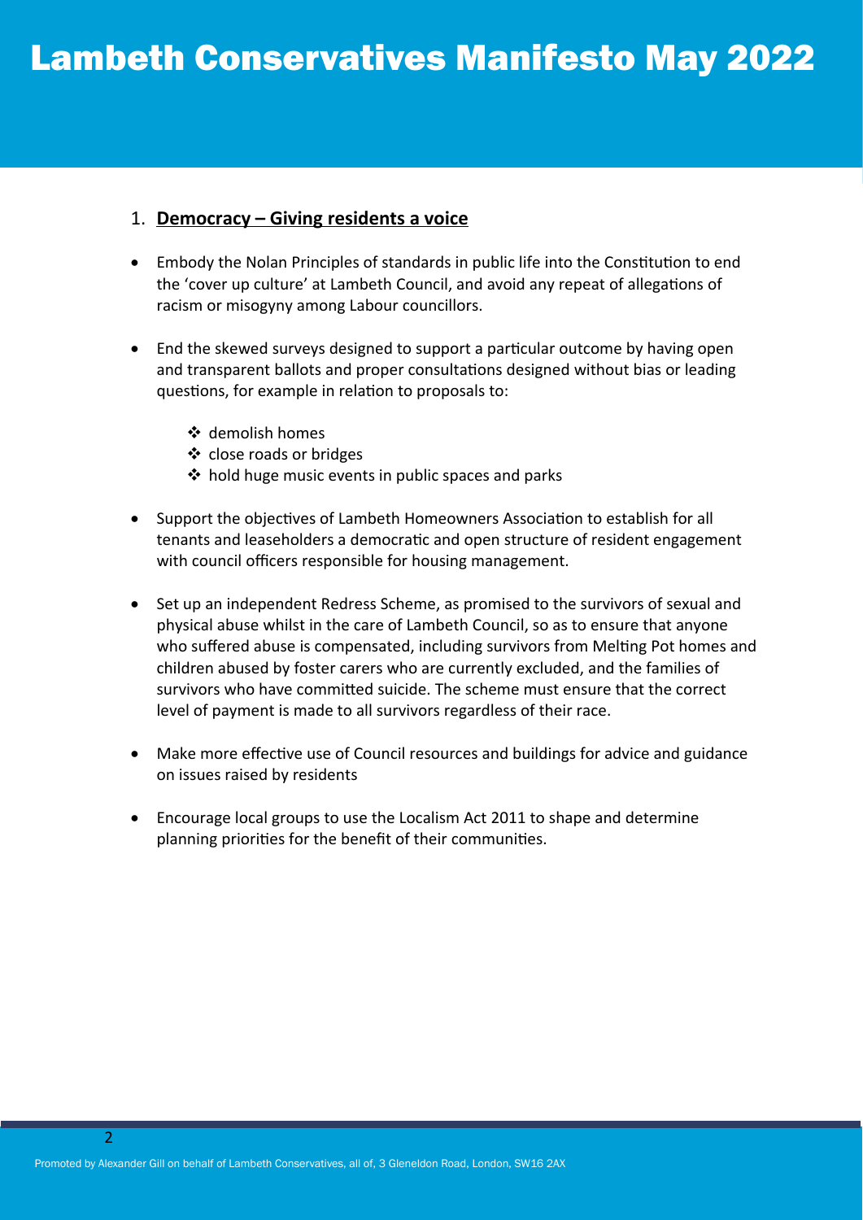# Lambeth Conservatives Manifesto May 2022

## 1. **Democracy – Giving residents a voice**

- Embody the Nolan Principles of standards in public life into the Constitution to end the 'cover up culture' at Lambeth Council, and avoid any repeat of allegations of racism or misogyny among Labour councillors.

- End the skewed surveys designed to support a particular outcome by having open and transparent ballots and proper consultations designed without bias or leading questions, for example in relation to proposals to:

  - demolish homes
  - close roads or bridges
  - hold huge music events in public spaces and parks

- Support the objectives of Lambeth Homeowners Association to establish for all tenants and leaseholders a democratic and open structure of resident engagement with council officers responsible for housing management.

- Set up an independent Redress Scheme, as promised to the survivors of sexual and physical abuse whilst in the care of Lambeth Council, so as to ensure that anyone who suffered abuse is compensated, including survivors from Melting Pot homes and children abused by foster carers who are currently excluded, and the families of survivors who have committed suicide. The scheme must ensure that the correct level of payment is made to all survivors regardless of their race.

- Make more effective use of Council resources and buildings for advice and guidance on issues raised by residents

- Encourage local groups to use the Localism Act 2011 to shape and determine planning priorities for the benefit of their communities.

Promoted by Alexander Gill on behalf of Lambeth Conservatives, all of, 3 Gleneldon Road, London, SW16 2AX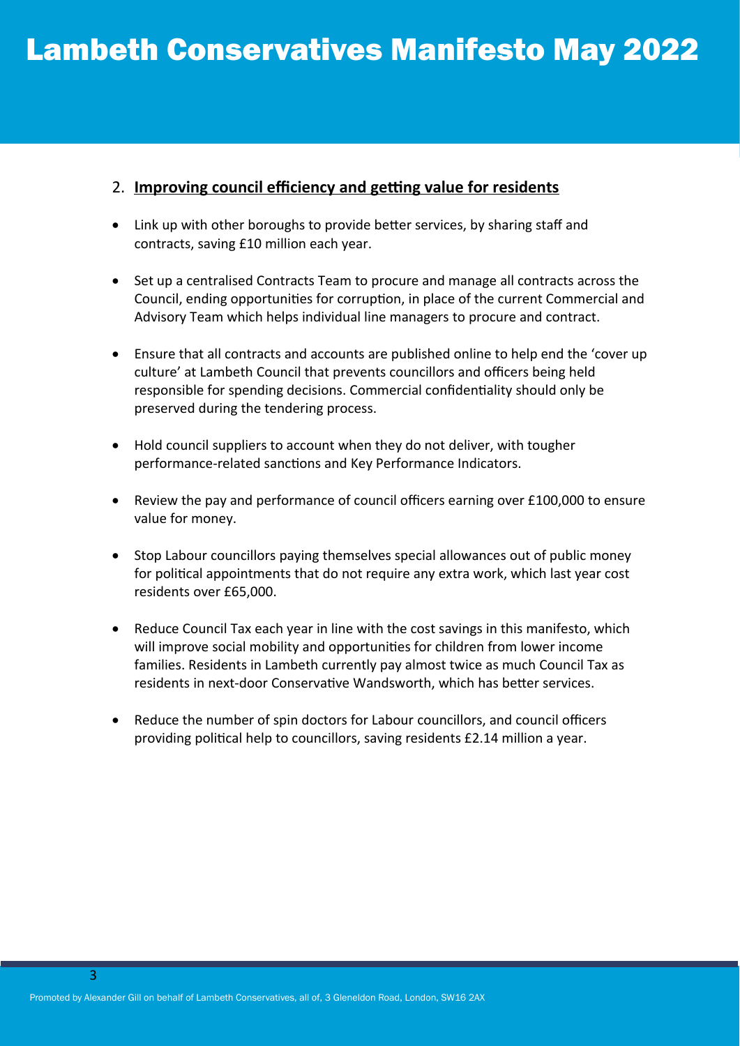## 2. Improving council efficiency and getting value for residents

- Link up with other boroughs to provide better services, by sharing staff and contracts, saving £10 million each year.
- Set up a centralised Contracts Team to procure and manage all contracts across the Council, ending opportunities for corruption, in place of the current Commercial and Advisory Team which helps individual line managers to procure and contract.
- Ensure that all contracts and accounts are published online to help end the 'cover up culture' at Lambeth Council that prevents councillors and officers being held responsible for spending decisions. Commercial confidentiality should only be preserved during the tendering process.
- Hold council suppliers to account when they do not deliver, with tougher performance-related sanctions and Key Performance Indicators.
- Review the pay and performance of council officers earning over £100,000 to ensure value for money.
- Stop Labour councillors paying themselves special allowances out of public money for political appointments that do not require any extra work, which last year cost residents over £65,000.
- Reduce Council Tax each year in line with the cost savings in this manifesto, which will improve social mobility and opportunities for children from lower income families. Residents in Lambeth currently pay almost twice as much Council Tax as residents in next-door Conservative Wandsworth, which has better services.
- Reduce the number of spin doctors for Labour councillors, and council officers providing political help to councillors, saving residents £2.14 million a year.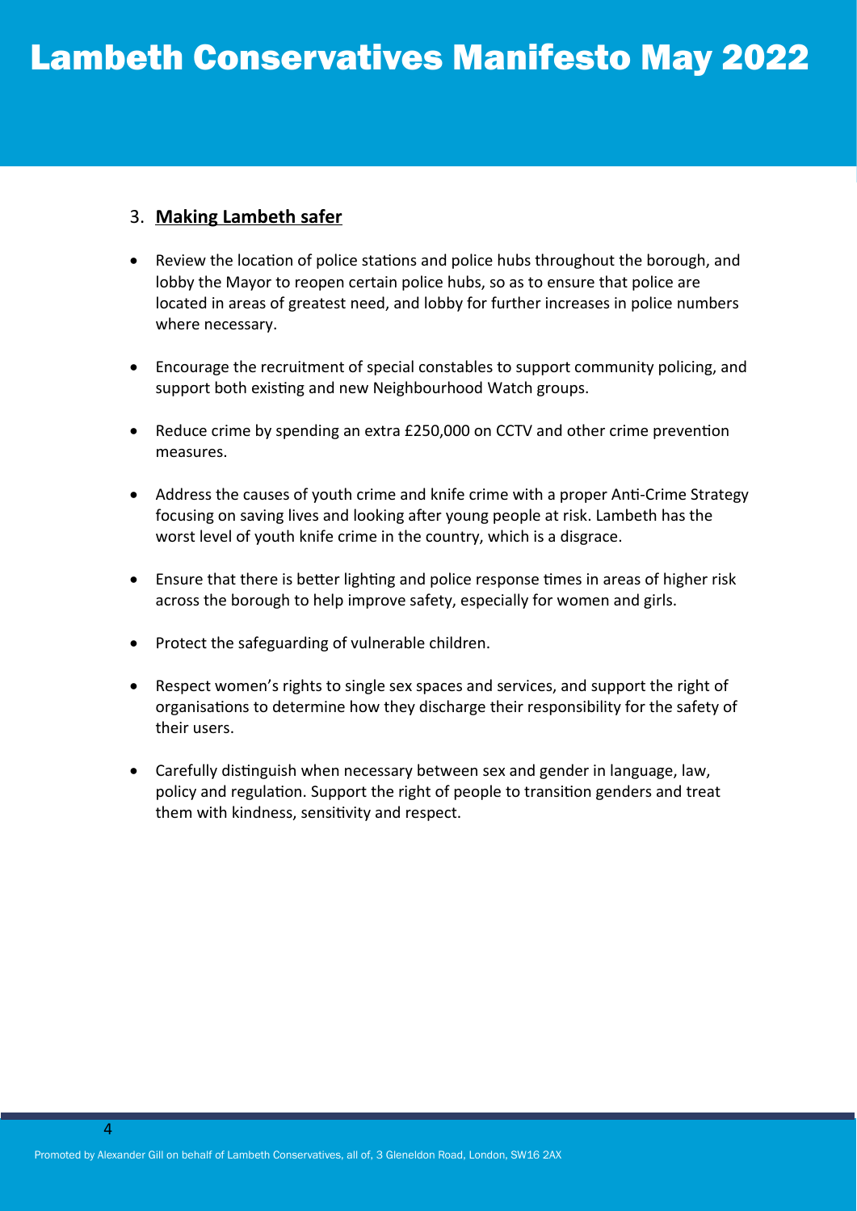## 3. **Making Lambeth safer**

- Review the location of police stations and police hubs throughout the borough, and lobby the Mayor to reopen certain police hubs, so as to ensure that police are located in areas of greatest need, and lobby for further increases in police numbers where necessary.
- Encourage the recruitment of special constables to support community policing, and support both existing and new Neighbourhood Watch groups.
- Reduce crime by spending an extra £250,000 on CCTV and other crime prevention measures.
- Address the causes of youth crime and knife crime with a proper Anti-Crime Strategy focusing on saving lives and looking after young people at risk. Lambeth has the worst level of youth knife crime in the country, which is a disgrace.
- Ensure that there is better lighting and police response times in areas of higher risk across the borough to help improve safety, especially for women and girls.
- Protect the safeguarding of vulnerable children.
- Respect women's rights to single sex spaces and services, and support the right of organisations to determine how they discharge their responsibility for the safety of their users.
- Carefully distinguish when necessary between sex and gender in language, law, policy and regulation. Support the right of people to transition genders and treat them with kindness, sensitivity and respect.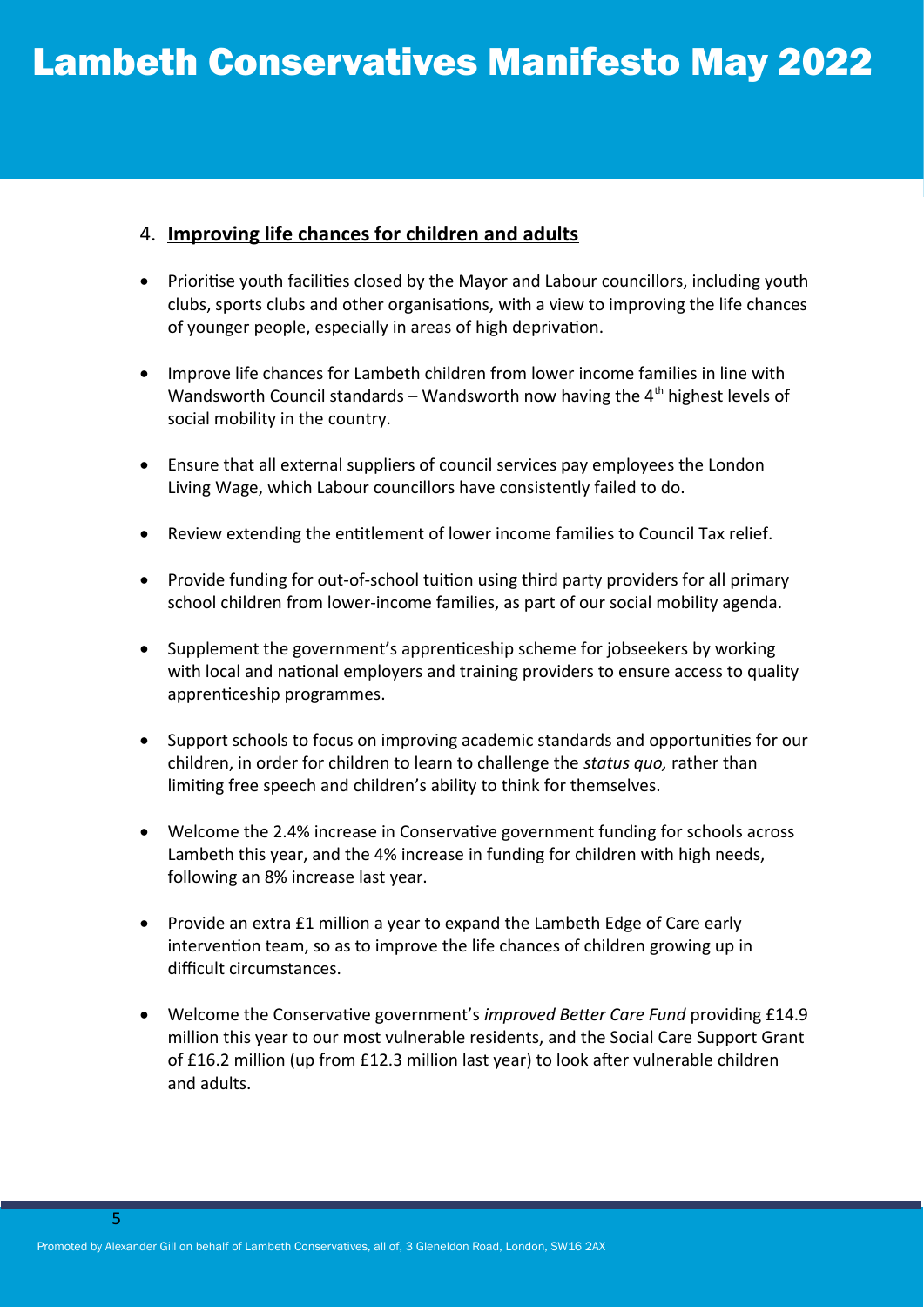## 4. **Improving life chances for children and adults**

- Prioritise youth facilities closed by the Mayor and Labour councillors, including youth clubs, sports clubs and other organisations, with a view to improving the life chances of younger people, especially in areas of high deprivation.

- Improve life chances for Lambeth children from lower income families in line with Wandsworth Council standards – Wandsworth now having the 4th highest levels of social mobility in the country.

- Ensure that all external suppliers of council services pay employees the London Living Wage, which Labour councillors have consistently failed to do.

- Review extending the entitlement of lower income families to Council Tax relief.

- Provide funding for out-of-school tuition using third party providers for all primary school children from lower-income families, as part of our social mobility agenda.

- Supplement the government's apprenticeship scheme for jobseekers by working with local and national employers and training providers to ensure access to quality apprenticeship programmes.

- Support schools to focus on improving academic standards and opportunities for our children, in order for children to learn to challenge the *status quo,* rather than limiting free speech and children's ability to think for themselves.

- Welcome the 2.4% increase in Conservative government funding for schools across Lambeth this year, and the 4% increase in funding for children with high needs, following an 8% increase last year.

- Provide an extra £1 million a year to expand the Lambeth Edge of Care early intervention team, so as to improve the life chances of children growing up in difficult circumstances.

- Welcome the Conservative government's *improved Better Care Fund* providing £14.9 million this year to our most vulnerable residents, and the Social Care Support Grant of £16.2 million (up from £12.3 million last year) to look after vulnerable children and adults.

Promoted by Alexander Gill on behalf of Lambeth Conservatives, all of, 3 Gleneldon Road, London, SW16 2AX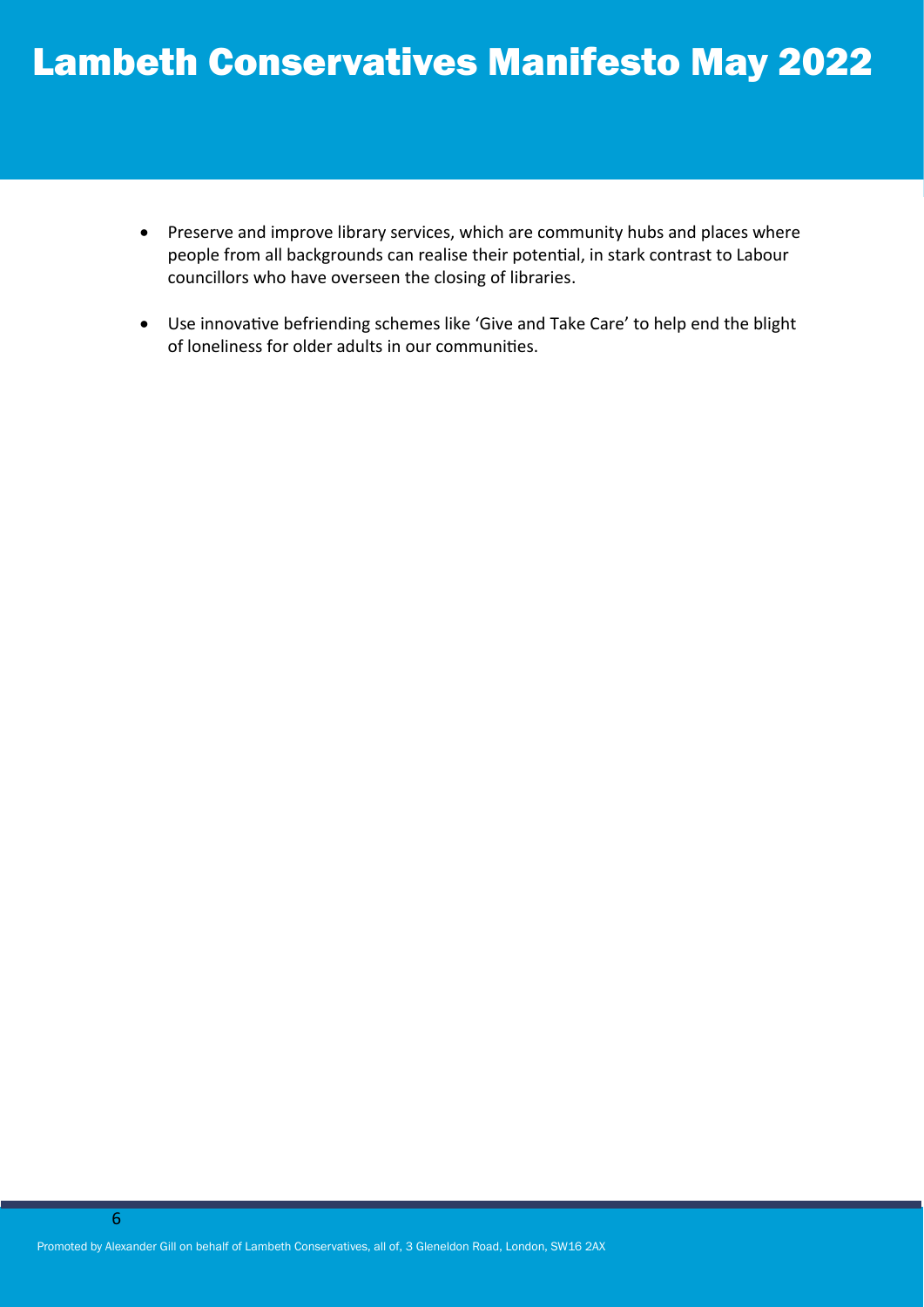- Preserve and improve library services, which are community hubs and places where people from all backgrounds can realise their potential, in stark contrast to Labour councillors who have overseen the closing of libraries.
- Use innovative befriending schemes like 'Give and Take Care' to help end the blight of loneliness for older adults in our communities.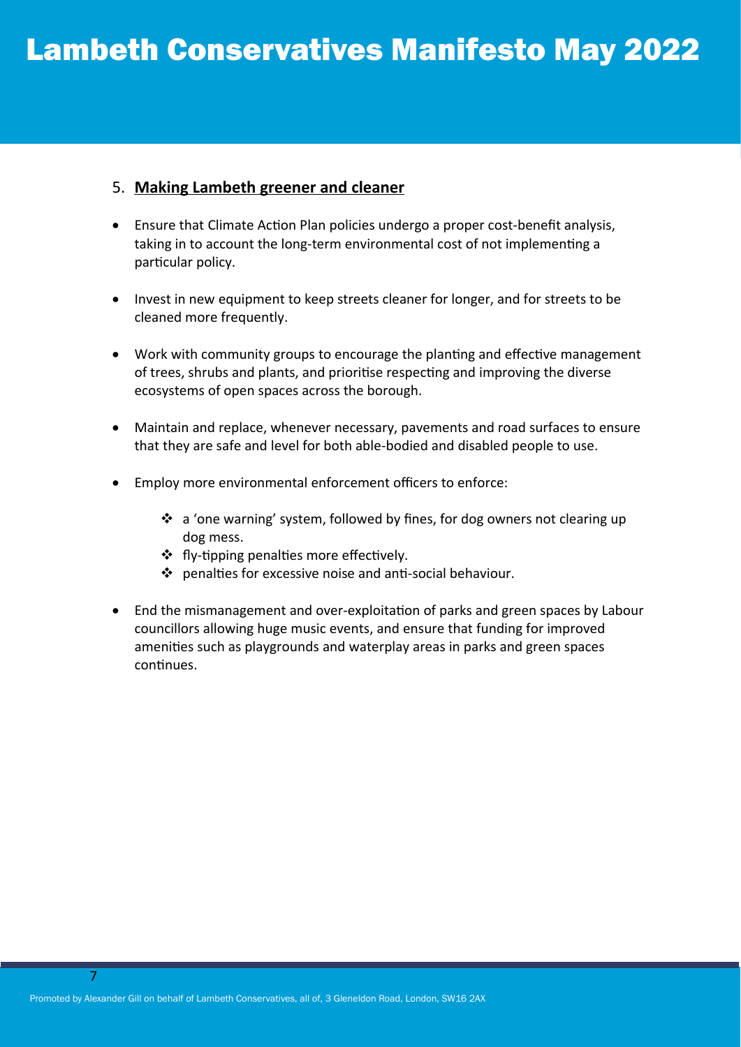## 5. **Making Lambeth greener and cleaner**

- Ensure that Climate Action Plan policies undergo a proper cost-benefit analysis, taking in to account the long-term environmental cost of not implementing a particular policy.

- Invest in new equipment to keep streets cleaner for longer, and for streets to be cleaned more frequently.

- Work with community groups to encourage the planting and effective management of trees, shrubs and plants, and prioritise respecting and improving the diverse ecosystems of open spaces across the borough.

- Maintain and replace, whenever necessary, pavements and road surfaces to ensure that they are safe and level for both able-bodied and disabled people to use.

- Employ more environmental enforcement officers to enforce:

  - a 'one warning' system, followed by fines, for dog owners not clearing up dog mess.
  - fly-tipping penalties more effectively.
  - penalties for excessive noise and anti-social behaviour.

- End the mismanagement and over-exploitation of parks and green spaces by Labour councillors allowing huge music events, and ensure that funding for improved amenities such as playgrounds and waterplay areas in parks and green spaces continues.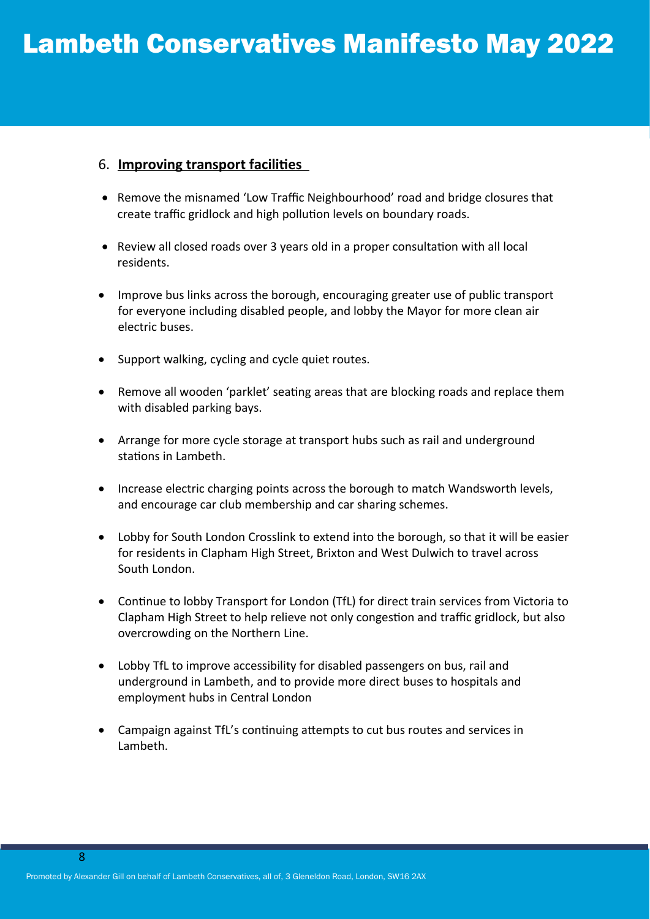## 6. **Improving transport facilities**

- Remove the misnamed 'Low Traffic Neighbourhood' road and bridge closures that create traffic gridlock and high pollution levels on boundary roads.
- Review all closed roads over 3 years old in a proper consultation with all local residents.
- Improve bus links across the borough, encouraging greater use of public transport for everyone including disabled people, and lobby the Mayor for more clean air electric buses.
- Support walking, cycling and cycle quiet routes.
- Remove all wooden 'parklet' seating areas that are blocking roads and replace them with disabled parking bays.
- Arrange for more cycle storage at transport hubs such as rail and underground stations in Lambeth.
- Increase electric charging points across the borough to match Wandsworth levels, and encourage car club membership and car sharing schemes.
- Lobby for South London Crosslink to extend into the borough, so that it will be easier for residents in Clapham High Street, Brixton and West Dulwich to travel across South London.
- Continue to lobby Transport for London (TfL) for direct train services from Victoria to Clapham High Street to help relieve not only congestion and traffic gridlock, but also overcrowding on the Northern Line.
- Lobby TfL to improve accessibility for disabled passengers on bus, rail and underground in Lambeth, and to provide more direct buses to hospitals and employment hubs in Central London
- Campaign against TfL's continuing attempts to cut bus routes and services in Lambeth.

Promoted by Alexander Gill on behalf of Lambeth Conservatives, all of, 3 Gleneldon Road, London, SW16 2AX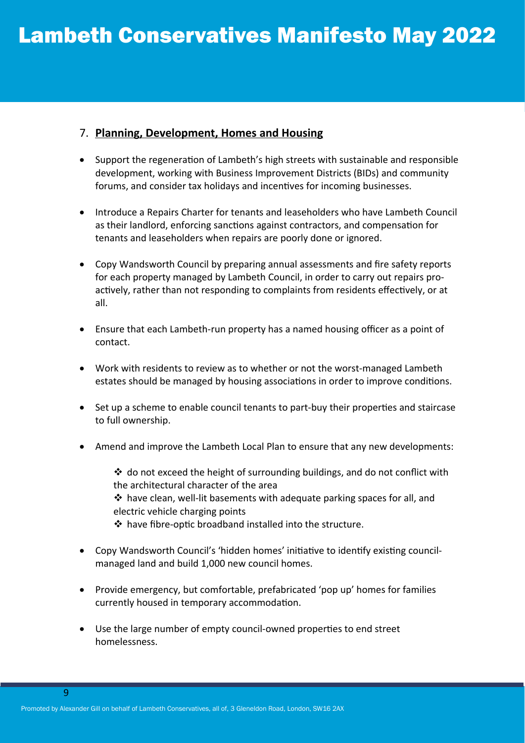# Lambeth Conservatives Manifesto May 2022

## 7. **Planning, Development, Homes and Housing**

- Support the regeneration of Lambeth's high streets with sustainable and responsible development, working with Business Improvement Districts (BIDs) and community forums, and consider tax holidays and incentives for incoming businesses.

- Introduce a Repairs Charter for tenants and leaseholders who have Lambeth Council as their landlord, enforcing sanctions against contractors, and compensation for tenants and leaseholders when repairs are poorly done or ignored.

- Copy Wandsworth Council by preparing annual assessments and fire safety reports for each property managed by Lambeth Council, in order to carry out repairs pro-actively, rather than not responding to complaints from residents effectively, or at all.

- Ensure that each Lambeth-run property has a named housing officer as a point of contact.

- Work with residents to review as to whether or not the worst-managed Lambeth estates should be managed by housing associations in order to improve conditions.

- Set up a scheme to enable council tenants to part-buy their properties and staircase to full ownership.

- Amend and improve the Lambeth Local Plan to ensure that any new developments:

  - do not exceed the height of surrounding buildings, and do not conflict with the architectural character of the area
  - have clean, well-lit basements with adequate parking spaces for all, and electric vehicle charging points
  - have fibre-optic broadband installed into the structure.

- Copy Wandsworth Council's 'hidden homes' initiative to identify existing council-managed land and build 1,000 new council homes.

- Provide emergency, but comfortable, prefabricated 'pop up' homes for families currently housed in temporary accommodation.

- Use the large number of empty council-owned properties to end street homelessness.

Promoted by Alexander Gill on behalf of Lambeth Conservatives, all of, 3 Gleneldon Road, London, SW16 2AX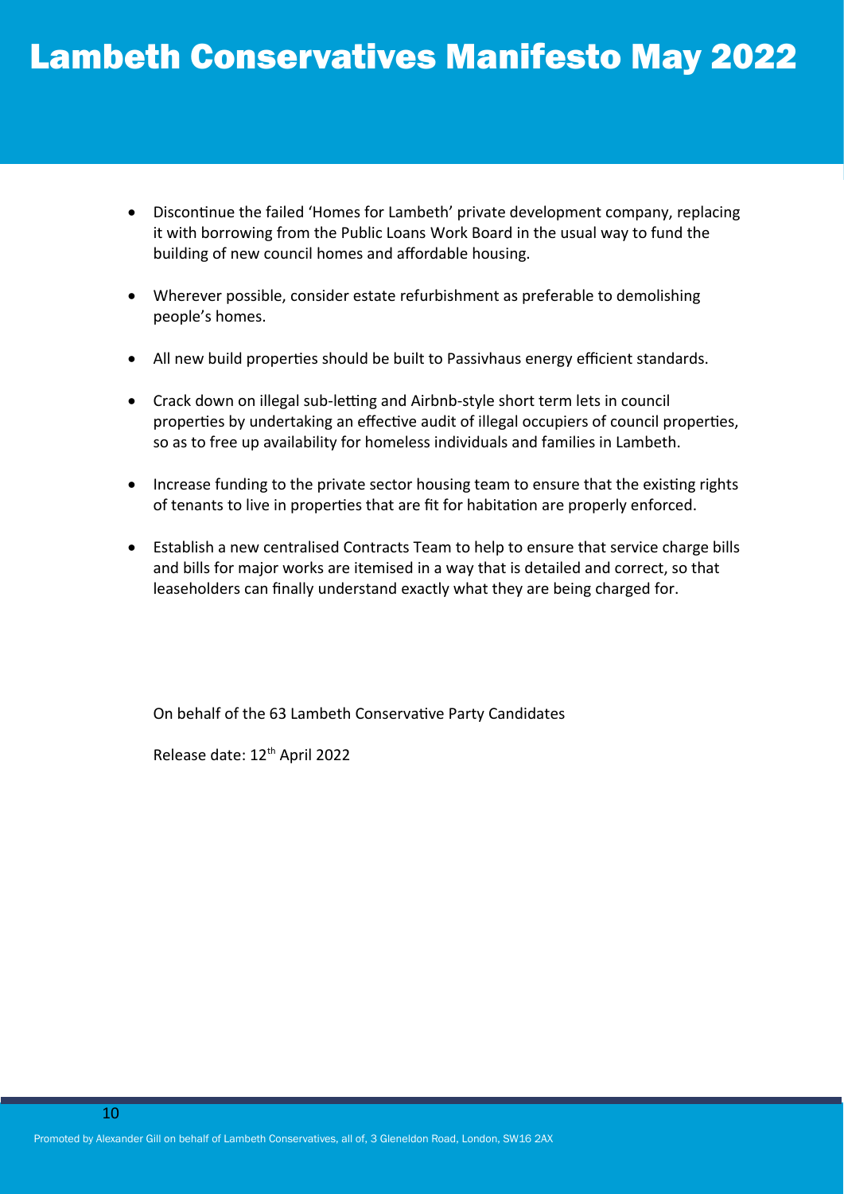- Discontinue the failed 'Homes for Lambeth' private development company, replacing it with borrowing from the Public Loans Work Board in the usual way to fund the building of new council homes and affordable housing.

- Wherever possible, consider estate refurbishment as preferable to demolishing people's homes.

- All new build properties should be built to Passivhaus energy efficient standards.

- Crack down on illegal sub-letting and Airbnb-style short term lets in council properties by undertaking an effective audit of illegal occupiers of council properties, so as to free up availability for homeless individuals and families in Lambeth.

- Increase funding to the private sector housing team to ensure that the existing rights of tenants to live in properties that are fit for habitation are properly enforced.

- Establish a new centralised Contracts Team to help to ensure that service charge bills and bills for major works are itemised in a way that is detailed and correct, so that leaseholders can finally understand exactly what they are being charged for.

On behalf of the 63 Lambeth Conservative Party Candidates

Release date: 12th April 2022

Promoted by Alexander Gill on behalf of Lambeth Conservatives, all of, 3 Gleneldon Road, London, SW16 2AX